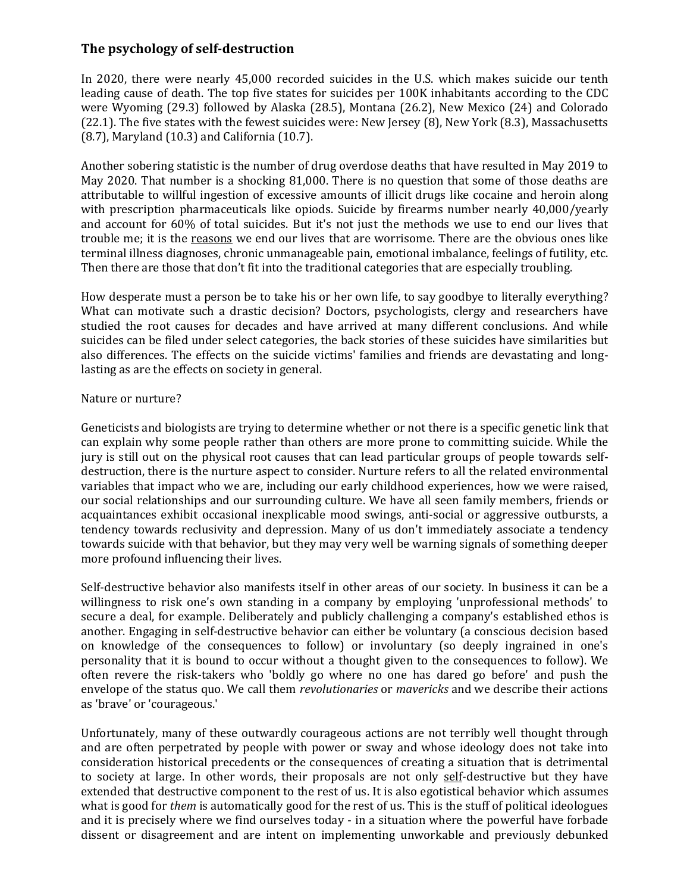## The psychology of self-destruction

In 2020, there were nearly 45,000 recorded suicides in the U.S. which makes suicide our tenth leading cause of death. The top five states for suicides per 100K inhabitants according to the CDC were Wyoming (29.3) followed by Alaska (28.5), Montana (26.2), New Mexico (24) and Colorado (22.1). The five states with the fewest suicides were: New Jersey (8), New York (8.3), Massachusetts (8.7), Maryland (10.3) and California (10.7).

Another sobering statistic is the number of drug overdose deaths that have resulted in May 2019 to May 2020. That number is a shocking 81,000. There is no question that some of those deaths are attributable to willful ingestion of excessive amounts of illicit drugs like cocaine and heroin along with prescription pharmaceuticals like opiods. Suicide by firearms number nearly 40,000/yearly and account for 60% of total suicides. But it's not just the methods we use to end our lives that trouble me; it is the reasons we end our lives that are worrisome. There are the obvious ones like terminal illness diagnoses, chronic unmanageable pain, emotional imbalance, feelings of futility, etc. Then there are those that don't fit into the traditional categories that are especially troubling.

How desperate must a person be to take his or her own life, to say goodbye to literally everything? What can motivate such a drastic decision? Doctors, psychologists, clergy and researchers have studied the root causes for decades and have arrived at many different conclusions. And while suicides can be filed under select categories, the back stories of these suicides have similarities but also differences. The effects on the suicide victims' families and friends are devastating and long-lasting as are the effects on society in general.

Nature or nurture?

Geneticists and biologists are trying to determine whether or not there is a specific genetic link that can explain why some people rather than others are more prone to committing suicide. While the jury is still out on the physical root causes that can lead particular groups of people towards self-destruction, there is the nurture aspect to consider. Nurture refers to all the related environmental variables that impact who we are, including our early childhood experiences, how we were raised, our social relationships and our surrounding culture. We have all seen family members, friends or acquaintances exhibit occasional inexplicable mood swings, anti-social or aggressive outbursts, a tendency towards reclusivity and depression. Many of us don't immediately associate a tendency towards suicide with that behavior, but they may very well be warning signals of something deeper more profound influencing their lives.

Self-destructive behavior also manifests itself in other areas of our society. In business it can be a willingness to risk one's own standing in a company by employing 'unprofessional methods' to secure a deal, for example. Deliberately and publicly challenging a company's established ethos is another. Engaging in self-destructive behavior can either be voluntary (a conscious decision based on knowledge of the consequences to follow) or involuntary (so deeply ingrained in one's personality that it is bound to occur without a thought given to the consequences to follow). We often revere the risk-takers who 'boldly go where no one has dared go before' and push the envelope of the status quo. We call them *revolutionaries* or *mavericks* and we describe their actions as 'brave' or 'courageous.'

Unfortunately, many of these outwardly courageous actions are not terribly well thought through and are often perpetrated by people with power or sway and whose ideology does not take into consideration historical precedents or the consequences of creating a situation that is detrimental to society at large. In other words, their proposals are not only self-destructive but they have extended that destructive component to the rest of us. It is also egotistical behavior which assumes what is good for *them* is automatically good for the rest of us. This is the stuff of political ideologues and it is precisely where we find ourselves today - in a situation where the powerful have forbade dissent or disagreement and are intent on implementing unworkable and previously debunked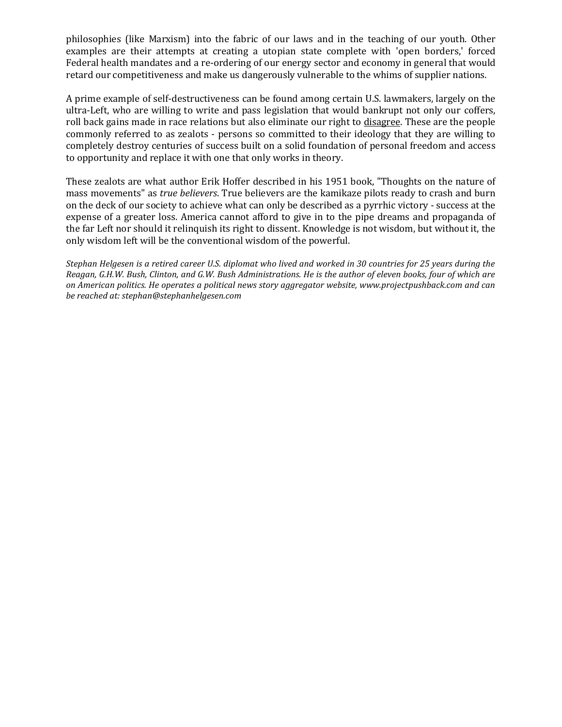philosophies (like Marxism) into the fabric of our laws and in the teaching of our youth. Other examples are their attempts at creating a utopian state complete with 'open borders,' forced Federal health mandates and a re-ordering of our energy sector and economy in general that would retard our competitiveness and make us dangerously vulnerable to the whims of supplier nations.

A prime example of self-destructiveness can be found among certain U.S. lawmakers, largely on the ultra-Left, who are willing to write and pass legislation that would bankrupt not only our coffers, roll back gains made in race relations but also eliminate our right to disagree. These are the people commonly referred to as zealots - persons so committed to their ideology that they are willing to completely destroy centuries of success built on a solid foundation of personal freedom and access to opportunity and replace it with one that only works in theory.

These zealots are what author Erik Hoffer described in his 1951 book, "Thoughts on the nature of mass movements" as *true believers*. True believers are the kamikaze pilots ready to crash and burn on the deck of our society to achieve what can only be described as a pyrrhic victory - success at the expense of a greater loss. America cannot afford to give in to the pipe dreams and propaganda of the far Left nor should it relinquish its right to dissent. Knowledge is not wisdom, but without it, the only wisdom left will be the conventional wisdom of the powerful.

*Stephan Helgesen is a retired career U.S. diplomat who lived and worked in 30 countries for 25 years during the Reagan, G.H.W. Bush, Clinton, and G.W. Bush Administrations. He is the author of eleven books, four of which are on American politics. He operates a political news story aggregator website, www.projectpushback.com and can be reached at: stephan@stephanhelgesen.com*